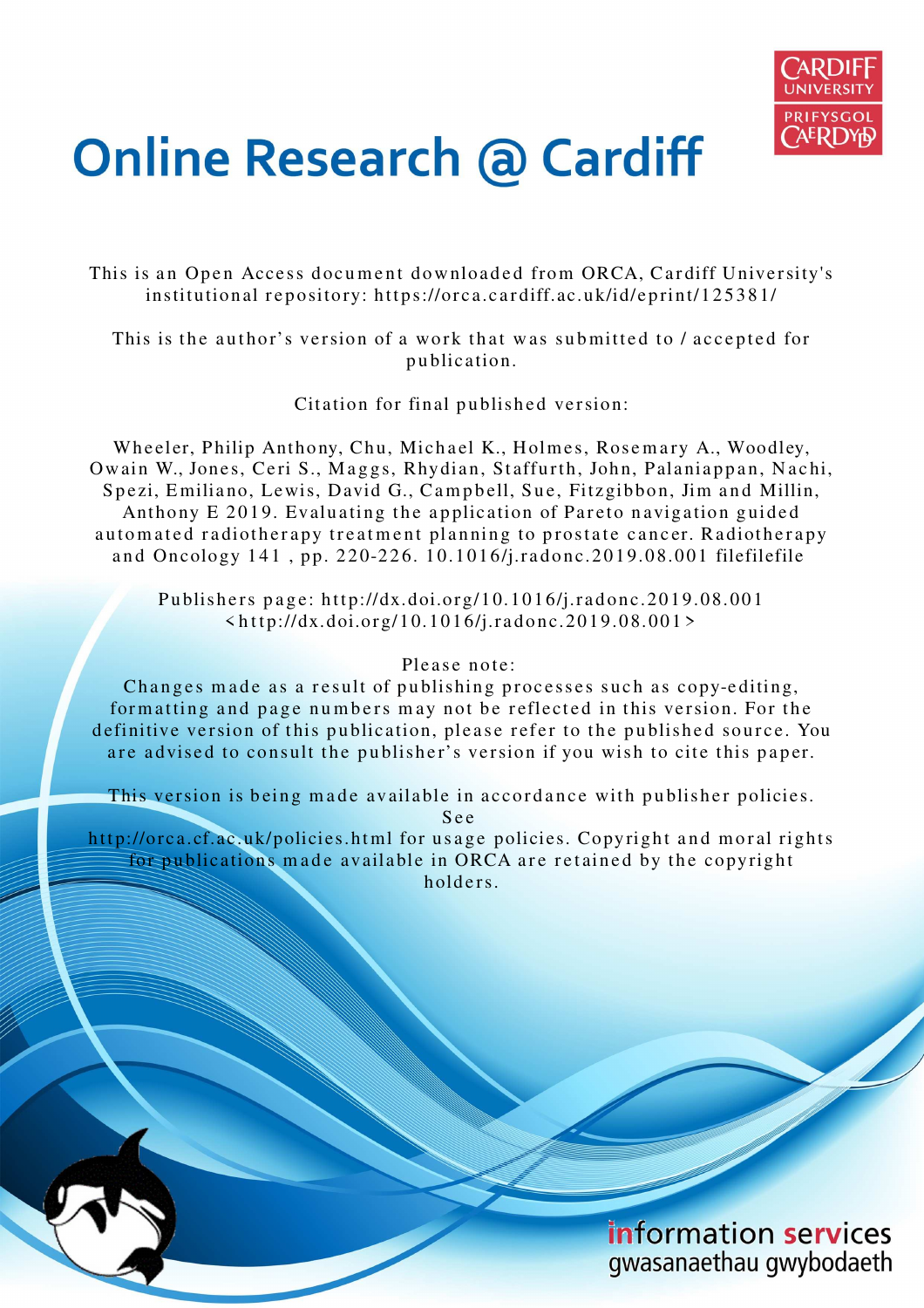# Online Research @ Cardiff

This is an Open Access document downloaded from ORCA, Cardiff University's institutional repository: https://orca.cardiff.ac.uk/id/eprint/125381/

This is the author's version of a work that was submitted to / accepted for publication.

Citation for final published version:

Wheeler, Philip Anthony, Chu, Michael K., Holmes, Rosemary A., Woodley, Owain W., Jones, Ceri S., Maggs, Rhydian, Staffurth, John, Palaniappan, Nachi, Spezi, Emiliano, Lewis, David G., Campbell, Sue, Fitzgibbon, Jim and Millin, Anthony E 2019. Evaluating the application of Pareto navigation guided automated radiotherapy treatment planning to prostate cancer. Radiotherapy and Oncology 141 , pp. 220-226. 10.1016/j.radonc.2019.08.001 filefilefile

Publishers page: http://dx.doi.org/10.1016/j.radonc.2019.08.001 <http://dx.doi.org/10.1016/j.radonc.2019.08.001>

Please note:
Changes made as a result of publishing processes such as copy-editing, formatting and page numbers may not be reflected in this version. For the definitive version of this publication, please refer to the published source. You are advised to consult the publisher's version if you wish to cite this paper.

This version is being made available in accordance with publisher policies. See
http://orca.cf.ac.uk/policies.html for usage policies. Copyright and moral rights for publications made available in ORCA are retained by the copyright holders.

information services
gwasanaethau gwybodaeth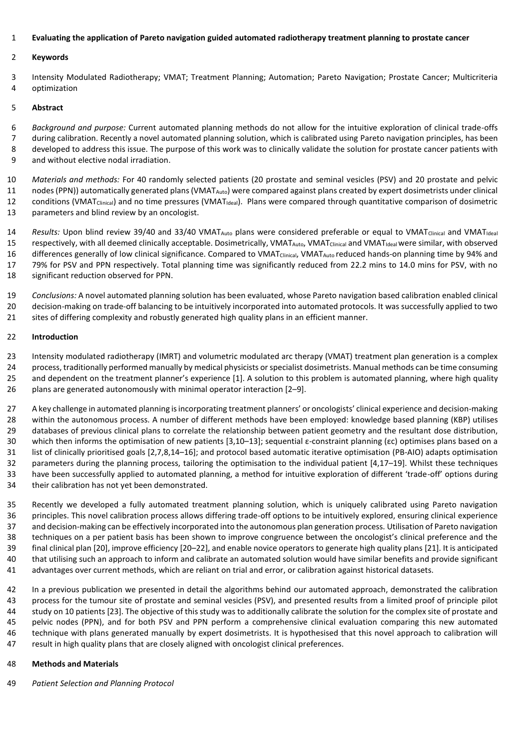# Evaluating the application of Pareto navigation guided automated radiotherapy treatment planning to prostate cancer

## Keywords

Intensity Modulated Radiotherapy; VMAT; Treatment Planning; Automation; Pareto Navigation; Prostate Cancer; Multicriteria optimization

## Abstract

*Background and purpose:* Current automated planning methods do not allow for the intuitive exploration of clinical trade-offs during calibration. Recently a novel automated planning solution, which is calibrated using Pareto navigation principles, has been developed to address this issue. The purpose of this work was to clinically validate the solution for prostate cancer patients with and without elective nodal irradiation.

*Materials and methods:* For 40 randomly selected patients (20 prostate and seminal vesicles (PSV) and 20 prostate and pelvic nodes (PPN)) automatically generated plans ($VMAT_{Auto}$) were compared against plans created by expert dosimetrists under clinical conditions ($VMAT_{Clinical}$) and no time pressures ($VMAT_{Ideal}$). Plans were compared through quantitative comparison of dosimetric parameters and blind review by an oncologist.

*Results:* Upon blind review 39/40 and 33/40 $VMAT_{Auto}$ plans were considered preferable or equal to $VMAT_{Clinical}$ and $VMAT_{Ideal}$ respectively, with all deemed clinically acceptable. Dosimetrically, $VMAT_{Auto}$, $VMAT_{Clinical}$ and $VMAT_{Ideal}$ were similar, with observed differences generally of low clinical significance. Compared to $VMAT_{Clinical}$, $VMAT_{Auto}$ reduced hands-on planning time by 94% and 79% for PSV and PPN respectively. Total planning time was significantly reduced from 22.2 mins to 14.0 mins for PSV, with no significant reduction observed for PPN.

*Conclusions:* A novel automated planning solution has been evaluated, whose Pareto navigation based calibration enabled clinical decision-making on trade-off balancing to be intuitively incorporated into automated protocols. It was successfully applied to two sites of differing complexity and robustly generated high quality plans in an efficient manner.

## Introduction

Intensity modulated radiotherapy (IMRT) and volumetric modulated arc therapy (VMAT) treatment plan generation is a complex process, traditionally performed manually by medical physicists or specialist dosimetrists. Manual methods can be time consuming and dependent on the treatment planner's experience [1]. A solution to this problem is automated planning, where high quality plans are generated autonomously with minimal operator interaction [2–9].

A key challenge in automated planning is incorporating treatment planners' or oncologists' clinical experience and decision-making within the autonomous process. A number of different methods have been employed: knowledge based planning (KBP) utilises databases of previous clinical plans to correlate the relationship between patient geometry and the resultant dose distribution, which then informs the optimisation of new patients [3,10–13]; sequential ε-constraint planning (εc) optimises plans based on a list of clinically prioritised goals [2,7,8,14–16]; and protocol based automatic iterative optimisation (PB-AIO) adapts optimisation parameters during the planning process, tailoring the optimisation to the individual patient [4,17–19]. Whilst these techniques have been successfully applied to automated planning, a method for intuitive exploration of different 'trade-off' options during their calibration has not yet been demonstrated.

Recently we developed a fully automated treatment planning solution, which is uniquely calibrated using Pareto navigation principles. This novel calibration process allows differing trade-off options to be intuitively explored, ensuring clinical experience and decision-making can be effectively incorporated into the autonomous plan generation process. Utilisation of Pareto navigation techniques on a per patient basis has been shown to improve congruence between the oncologist's clinical preference and the final clinical plan [20], improve efficiency [20–22], and enable novice operators to generate high quality plans [21]. It is anticipated that utilising such an approach to inform and calibrate an automated solution would have similar benefits and provide significant advantages over current methods, which are reliant on trial and error, or calibration against historical datasets.

In a previous publication we presented in detail the algorithms behind our automated approach, demonstrated the calibration process for the tumour site of prostate and seminal vesicles (PSV), and presented results from a limited proof of principle pilot study on 10 patients [23]. The objective of this study was to additionally calibrate the solution for the complex site of prostate and pelvic nodes (PPN), and for both PSV and PPN perform a comprehensive clinical evaluation comparing this new automated technique with plans generated manually by expert dosimetrists. It is hypothesised that this novel approach to calibration will result in high quality plans that are closely aligned with oncologist clinical preferences.

## Methods and Materials

*Patient Selection and Planning Protocol*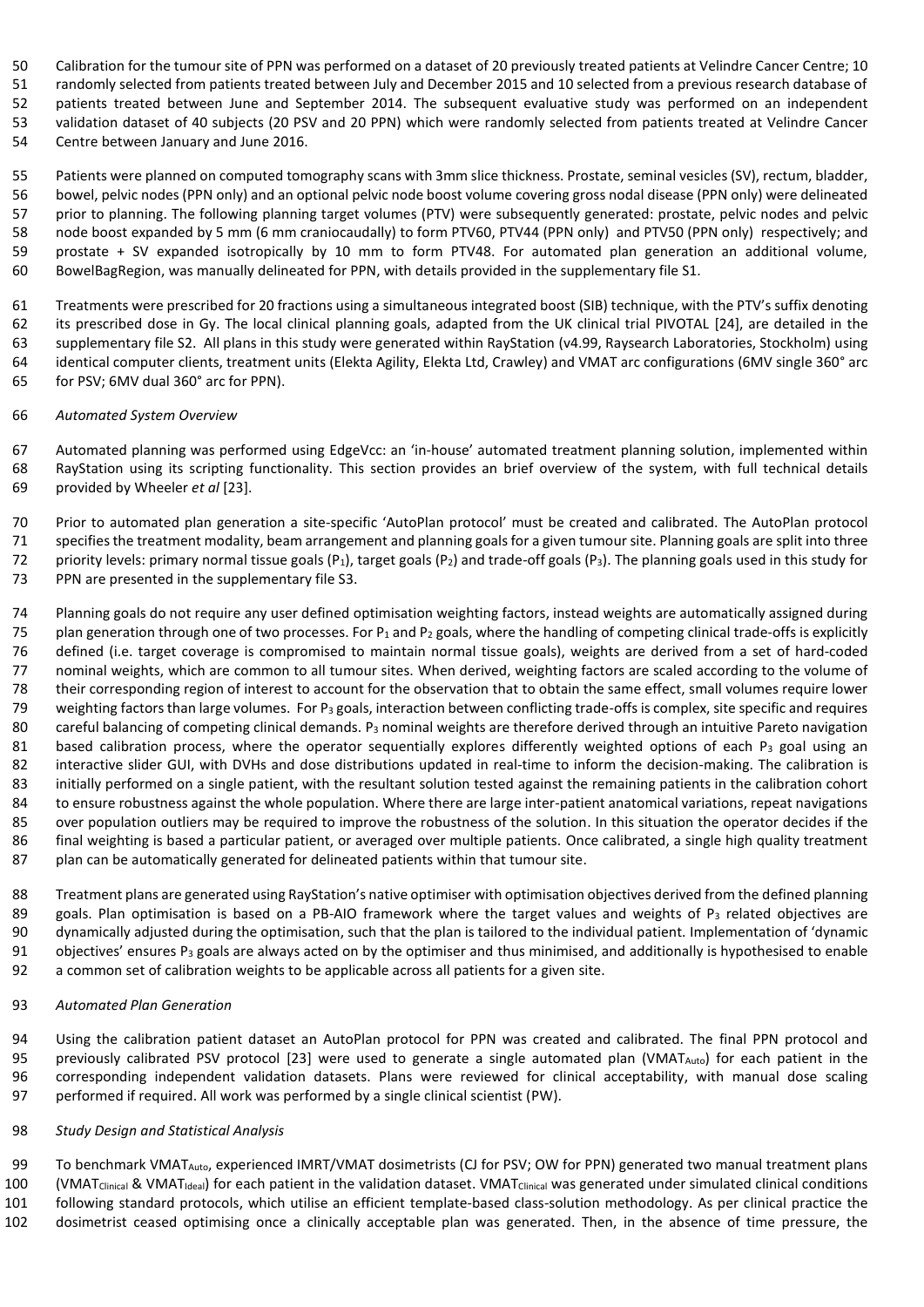Calibration for the tumour site of PPN was performed on a dataset of 20 previously treated patients at Velindre Cancer Centre; 10 randomly selected from patients treated between July and December 2015 and 10 selected from a previous research database of patients treated between June and September 2014. The subsequent evaluative study was performed on an independent validation dataset of 40 subjects (20 PSV and 20 PPN) which were randomly selected from patients treated at Velindre Cancer Centre between January and June 2016.

Patients were planned on computed tomography scans with 3mm slice thickness. Prostate, seminal vesicles (SV), rectum, bladder, bowel, pelvic nodes (PPN only) and an optional pelvic node boost volume covering gross nodal disease (PPN only) were delineated prior to planning. The following planning target volumes (PTV) were subsequently generated: prostate, pelvic nodes and pelvic node boost expanded by 5 mm (6 mm craniocaudally) to form PTV60, PTV44 (PPN only) and PTV50 (PPN only) respectively; and prostate + SV expanded isotropically by 10 mm to form PTV48. For automated plan generation an additional volume, BowelBagRegion, was manually delineated for PPN, with details provided in the supplementary file S1.

Treatments were prescribed for 20 fractions using a simultaneous integrated boost (SIB) technique, with the PTV's suffix denoting its prescribed dose in Gy. The local clinical planning goals, adapted from the UK clinical trial PIVOTAL [24], are detailed in the supplementary file S2. All plans in this study were generated within RayStation (v4.99, Raysearch Laboratories, Stockholm) using identical computer clients, treatment units (Elekta Agility, Elekta Ltd, Crawley) and VMAT arc configurations (6MV single 360° arc for PSV; 6MV dual 360° arc for PPN).

*Automated System Overview*

Automated planning was performed using EdgeVcc: an 'in-house' automated treatment planning solution, implemented within RayStation using its scripting functionality. This section provides an brief overview of the system, with full technical details provided by Wheeler *et al* [23].

Prior to automated plan generation a site-specific 'AutoPlan protocol' must be created and calibrated. The AutoPlan protocol specifies the treatment modality, beam arrangement and planning goals for a given tumour site. Planning goals are split into three priority levels: primary normal tissue goals ($P_1$), target goals ($P_2$) and trade-off goals ($P_3$). The planning goals used in this study for PPN are presented in the supplementary file S3.

Planning goals do not require any user defined optimisation weighting factors, instead weights are automatically assigned during plan generation through one of two processes. For $P_1$ and $P_2$ goals, where the handling of competing clinical trade-offs is explicitly defined (i.e. target coverage is compromised to maintain normal tissue goals), weights are derived from a set of hard-coded nominal weights, which are common to all tumour sites. When derived, weighting factors are scaled according to the volume of their corresponding region of interest to account for the observation that to obtain the same effect, small volumes require lower weighting factors than large volumes. For $P_3$ goals, interaction between conflicting trade-offs is complex, site specific and requires careful balancing of competing clinical demands. $P_3$ nominal weights are therefore derived through an intuitive Pareto navigation based calibration process, where the operator sequentially explores differently weighted options of each $P_3$ goal using an interactive slider GUI, with DVHs and dose distributions updated in real-time to inform the decision-making. The calibration is initially performed on a single patient, with the resultant solution tested against the remaining patients in the calibration cohort to ensure robustness against the whole population. Where there are large inter-patient anatomical variations, repeat navigations over population outliers may be required to improve the robustness of the solution. In this situation the operator decides if the final weighting is based a particular patient, or averaged over multiple patients. Once calibrated, a single high quality treatment plan can be automatically generated for delineated patients within that tumour site.

Treatment plans are generated using RayStation's native optimiser with optimisation objectives derived from the defined planning goals. Plan optimisation is based on a PB-AIO framework where the target values and weights of $P_3$ related objectives are dynamically adjusted during the optimisation, such that the plan is tailored to the individual patient. Implementation of 'dynamic objectives' ensures $P_3$ goals are always acted on by the optimiser and thus minimised, and additionally is hypothesised to enable a common set of calibration weights to be applicable across all patients for a given site.

*Automated Plan Generation*

Using the calibration patient dataset an AutoPlan protocol for PPN was created and calibrated. The final PPN protocol and previously calibrated PSV protocol [23] were used to generate a single automated plan ($VMAT_{Auto}$) for each patient in the corresponding independent validation datasets. Plans were reviewed for clinical acceptability, with manual dose scaling performed if required. All work was performed by a single clinical scientist (PW).

*Study Design and Statistical Analysis*

To benchmark $VMAT_{Auto}$, experienced IMRT/VMAT dosimetrists (CJ for PSV; OW for PPN) generated two manual treatment plans ($VMAT_{Clinical}$ & $VMAT_{Ideal}$) for each patient in the validation dataset. $VMAT_{Clinical}$ was generated under simulated clinical conditions following standard protocols, which utilise an efficient template-based class-solution methodology. As per clinical practice the dosimetrist ceased optimising once a clinically acceptable plan was generated. Then, in the absence of time pressure, the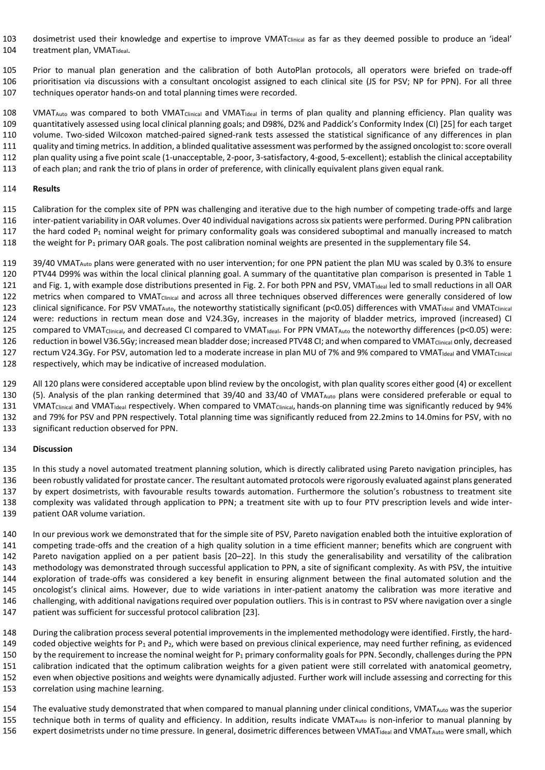dosimetrist used their knowledge and expertise to improve $VMAT_{Clinical}$ as far as they deemed possible to produce an 'ideal' treatment plan, $VMAT_{Ideal}$.

Prior to manual plan generation and the calibration of both AutoPlan protocols, all operators were briefed on trade-off prioritisation via discussions with a consultant oncologist assigned to each clinical site (JS for PSV; NP for PPN). For all three techniques operator hands-on and total planning times were recorded.

$VMAT_{Auto}$ was compared to both $VMAT_{Clinical}$ and $VMAT_{Ideal}$ in terms of plan quality and planning efficiency. Plan quality was quantitatively assessed using local clinical planning goals; and D98%, D2% and Paddick's Conformity Index (CI) [25] for each target volume. Two-sided Wilcoxon matched-paired signed-rank tests assessed the statistical significance of any differences in plan quality and timing metrics. In addition, a blinded qualitative assessment was performed by the assigned oncologist to: score overall plan quality using a five point scale (1-unacceptable, 2-poor, 3-satisfactory, 4-good, 5-excellent); establish the clinical acceptability of each plan; and rank the trio of plans in order of preference, with clinically equivalent plans given equal rank.

## Results

Calibration for the complex site of PPN was challenging and iterative due to the high number of competing trade-offs and large inter-patient variability in OAR volumes. Over 40 individual navigations across six patients were performed. During PPN calibration the hard coded $P_1$ nominal weight for primary conformality goals was considered suboptimal and manually increased to match the weight for $P_1$ primary OAR goals. The post calibration nominal weights are presented in the supplementary file S4.

39/40 $VMAT_{Auto}$ plans were generated with no user intervention; for one PPN patient the plan MU was scaled by 0.3% to ensure PTV44 D99% was within the local clinical planning goal. A summary of the quantitative plan comparison is presented in Table 1 and Fig. 1, with example dose distributions presented in Fig. 2. For both PPN and PSV, $VMAT_{Ideal}$ led to small reductions in all OAR metrics when compared to $VMAT_{Clinical}$ and across all three techniques observed differences were generally considered of low clinical significance. For PSV $VMAT_{Auto}$, the noteworthy statistically significant ($p<0.05$) differences with $VMAT_{Ideal}$ and $VMAT_{Clinical}$ were: reductions in rectum mean dose and V24.3Gy, increases in the majority of bladder metrics, improved (increased) CI compared to $VMAT_{Clinical}$, and decreased CI compared to $VMAT_{Ideal}$. For PPN $VMAT_{Auto}$ the noteworthy differences ($p<0.05$) were: reduction in bowel V36.5Gy; increased mean bladder dose; increased PTV48 CI; and when compared to $VMAT_{Clinical}$ only, decreased rectum V24.3Gy. For PSV, automation led to a moderate increase in plan MU of 7% and 9% compared to $VMAT_{Ideal}$ and $VMAT_{Clinical}$ respectively, which may be indicative of increased modulation.

All 120 plans were considered acceptable upon blind review by the oncologist, with plan quality scores either good (4) or excellent (5). Analysis of the plan ranking determined that 39/40 and 33/40 of $VMAT_{Auto}$ plans were considered preferable or equal to $VMAT_{Clinical}$ and $VMAT_{Ideal}$ respectively. When compared to $VMAT_{Clinical}$, hands-on planning time was significantly reduced by 94% and 79% for PSV and PPN respectively. Total planning time was significantly reduced from 22.2mins to 14.0mins for PSV, with no significant reduction observed for PPN.

## Discussion

In this study a novel automated treatment planning solution, which is directly calibrated using Pareto navigation principles, has been robustly validated for prostate cancer. The resultant automated protocols were rigorously evaluated against plans generated by expert dosimetrists, with favourable results towards automation. Furthermore the solution's robustness to treatment site complexity was validated through application to PPN; a treatment site with up to four PTV prescription levels and wide inter-patient OAR volume variation.

In our previous work we demonstrated that for the simple site of PSV, Pareto navigation enabled both the intuitive exploration of competing trade-offs and the creation of a high quality solution in a time efficient manner; benefits which are congruent with Pareto navigation applied on a per patient basis [20–22]. In this study the generalisability and versatility of the calibration methodology was demonstrated through successful application to PPN, a site of significant complexity. As with PSV, the intuitive exploration of trade-offs was considered a key benefit in ensuring alignment between the final automated solution and the oncologist's clinical aims. However, due to wide variations in inter-patient anatomy the calibration was more iterative and challenging, with additional navigations required over population outliers. This is in contrast to PSV where navigation over a single patient was sufficient for successful protocol calibration [23].

During the calibration process several potential improvements in the implemented methodology were identified. Firstly, the hard-coded objective weights for $P_1$ and $P_2$, which were based on previous clinical experience, may need further refining, as evidenced by the requirement to increase the nominal weight for $P_1$ primary conformality goals for PPN. Secondly, challenges during the PPN calibration indicated that the optimum calibration weights for a given patient were still correlated with anatomical geometry, even when objective positions and weights were dynamically adjusted. Further work will include assessing and correcting for this correlation using machine learning.

The evaluative study demonstrated that when compared to manual planning under clinical conditions, $VMAT_{Auto}$ was the superior technique both in terms of quality and efficiency. In addition, results indicate $VMAT_{Auto}$ is non-inferior to manual planning by expert dosimetrists under no time pressure. In general, dosimetric differences between $VMAT_{Ideal}$ and $VMAT_{Auto}$ were small, which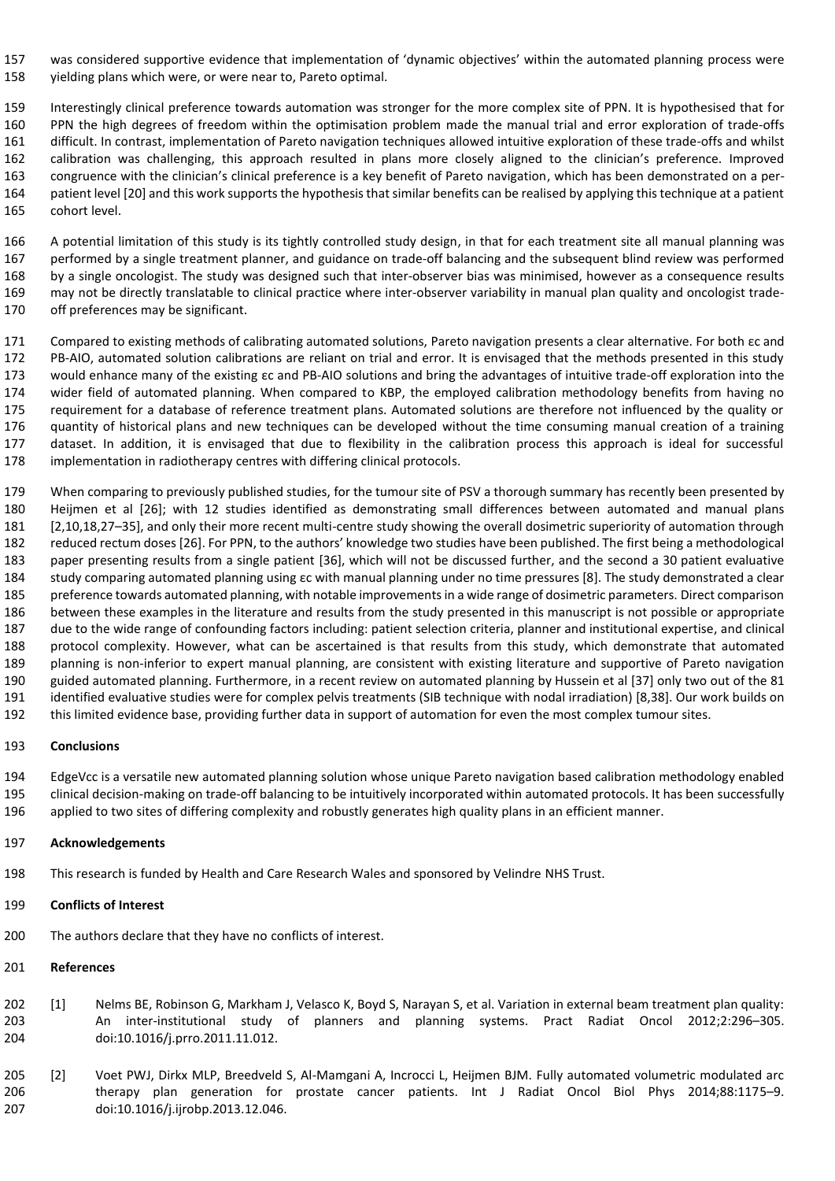was considered supportive evidence that implementation of 'dynamic objectives' within the automated planning process were yielding plans which were, or were near to, Pareto optimal.

Interestingly clinical preference towards automation was stronger for the more complex site of PPN. It is hypothesised that for PPN the high degrees of freedom within the optimisation problem made the manual trial and error exploration of trade-offs difficult. In contrast, implementation of Pareto navigation techniques allowed intuitive exploration of these trade-offs and whilst calibration was challenging, this approach resulted in plans more closely aligned to the clinician's preference. Improved congruence with the clinician's clinical preference is a key benefit of Pareto navigation, which has been demonstrated on a per-patient level [20] and this work supports the hypothesis that similar benefits can be realised by applying this technique at a patient cohort level.

A potential limitation of this study is its tightly controlled study design, in that for each treatment site all manual planning was performed by a single treatment planner, and guidance on trade-off balancing and the subsequent blind review was performed by a single oncologist. The study was designed such that inter-observer bias was minimised, however as a consequence results may not be directly translatable to clinical practice where inter-observer variability in manual plan quality and oncologist trade-off preferences may be significant.

Compared to existing methods of calibrating automated solutions, Pareto navigation presents a clear alternative. For both εc and PB-AIO, automated solution calibrations are reliant on trial and error. It is envisaged that the methods presented in this study would enhance many of the existing εc and PB-AIO solutions and bring the advantages of intuitive trade-off exploration into the wider field of automated planning. When compared to KBP, the employed calibration methodology benefits from having no requirement for a database of reference treatment plans. Automated solutions are therefore not influenced by the quality or quantity of historical plans and new techniques can be developed without the time consuming manual creation of a training dataset. In addition, it is envisaged that due to flexibility in the calibration process this approach is ideal for successful implementation in radiotherapy centres with differing clinical protocols.

When comparing to previously published studies, for the tumour site of PSV a thorough summary has recently been presented by Heijmen et al [26]; with 12 studies identified as demonstrating small differences between automated and manual plans [2,10,18,27–35], and only their more recent multi-centre study showing the overall dosimetric superiority of automation through reduced rectum doses [26]. For PPN, to the authors' knowledge two studies have been published. The first being a methodological paper presenting results from a single patient [36], which will not be discussed further, and the second a 30 patient evaluative study comparing automated planning using εc with manual planning under no time pressures [8]. The study demonstrated a clear preference towards automated planning, with notable improvements in a wide range of dosimetric parameters. Direct comparison between these examples in the literature and results from the study presented in this manuscript is not possible or appropriate due to the wide range of confounding factors including: patient selection criteria, planner and institutional expertise, and clinical protocol complexity. However, what can be ascertained is that results from this study, which demonstrate that automated planning is non-inferior to expert manual planning, are consistent with existing literature and supportive of Pareto navigation guided automated planning. Furthermore, in a recent review on automated planning by Hussein et al [37] only two out of the 81 identified evaluative studies were for complex pelvis treatments (SIB technique with nodal irradiation) [8,38]. Our work builds on this limited evidence base, providing further data in support of automation for even the most complex tumour sites.

**Conclusions**

EdgeVcc is a versatile new automated planning solution whose unique Pareto navigation based calibration methodology enabled clinical decision-making on trade-off balancing to be intuitively incorporated within automated protocols. It has been successfully applied to two sites of differing complexity and robustly generates high quality plans in an efficient manner.

**Acknowledgements**

This research is funded by Health and Care Research Wales and sponsored by Velindre NHS Trust.

**Conflicts of Interest**

The authors declare that they have no conflicts of interest.

**References**

[1] Nelms BE, Robinson G, Markham J, Velasco K, Boyd S, Narayan S, et al. Variation in external beam treatment plan quality: An inter-institutional study of planners and planning systems. Pract Radiat Oncol 2012;2:296–305. doi:10.1016/j.prro.2011.11.012.

[2] Voet PWJ, Dirkx MLP, Breedveld S, Al-Mamgani A, Incrocci L, Heijmen BJM. Fully automated volumetric modulated arc therapy plan generation for prostate cancer patients. Int J Radiat Oncol Biol Phys 2014;88:1175–9. doi:10.1016/j.ijrobp.2013.12.046.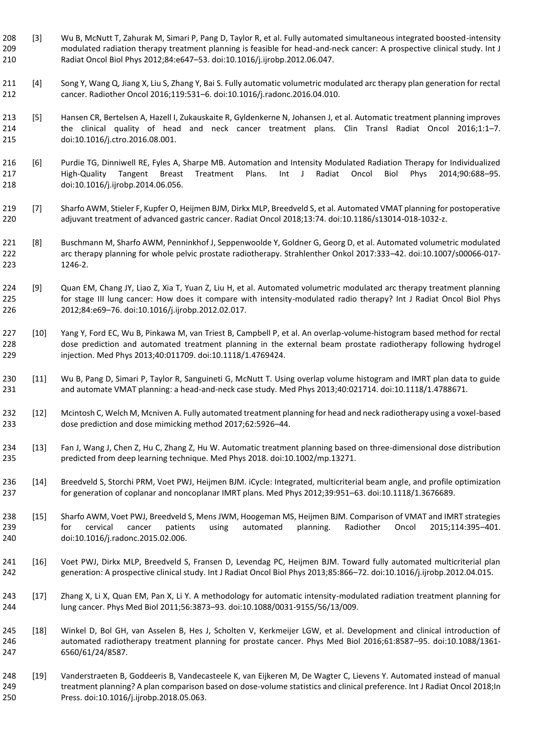[3] Wu B, McNutt T, Zahurak M, Simari P, Pang D, Taylor R, et al. Fully automated simultaneous integrated boosted-intensity modulated radiation therapy treatment planning is feasible for head-and-neck cancer: A prospective clinical study. Int J Radiat Oncol Biol Phys 2012;84:e647–53. doi:10.1016/j.ijrobp.2012.06.047.

[4] Song Y, Wang Q, Jiang X, Liu S, Zhang Y, Bai S. Fully automatic volumetric modulated arc therapy plan generation for rectal cancer. Radiother Oncol 2016;119:531–6. doi:10.1016/j.radonc.2016.04.010.

[5] Hansen CR, Bertelsen A, Hazell I, Zukauskaite R, Gyldenkerne N, Johansen J, et al. Automatic treatment planning improves the clinical quality of head and neck cancer treatment plans. Clin Transl Radiat Oncol 2016;1:1–7. doi:10.1016/j.ctro.2016.08.001.

[6] Purdie TG, Dinniwell RE, Fyles A, Sharpe MB. Automation and Intensity Modulated Radiation Therapy for Individualized High-Quality Tangent Breast Treatment Plans. Int J Radiat Oncol Biol Phys 2014;90:688–95. doi:10.1016/j.ijrobp.2014.06.056.

[7] Sharfo AWM, Stieler F, Kupfer O, Heijmen BJM, Dirkx MLP, Breedveld S, et al. Automated VMAT planning for postoperative adjuvant treatment of advanced gastric cancer. Radiat Oncol 2018;13:74. doi:10.1186/s13014-018-1032-z.

[8] Buschmann M, Sharfo AWM, Penninkhof J, Seppenwoolde Y, Goldner G, Georg D, et al. Automated volumetric modulated arc therapy planning for whole pelvic prostate radiotherapy. Strahlenther Onkol 2017:333–42. doi:10.1007/s00066-017-1246-2.

[9] Quan EM, Chang JY, Liao Z, Xia T, Yuan Z, Liu H, et al. Automated volumetric modulated arc therapy treatment planning for stage III lung cancer: How does it compare with intensity-modulated radio therapy? Int J Radiat Oncol Biol Phys 2012;84:e69–76. doi:10.1016/j.ijrobp.2012.02.017.

[10] Yang Y, Ford EC, Wu B, Pinkawa M, van Triest B, Campbell P, et al. An overlap-volume-histogram based method for rectal dose prediction and automated treatment planning in the external beam prostate radiotherapy following hydrogel injection. Med Phys 2013;40:011709. doi:10.1118/1.4769424.

[11] Wu B, Pang D, Simari P, Taylor R, Sanguineti G, McNutt T. Using overlap volume histogram and IMRT plan data to guide and automate VMAT planning: a head-and-neck case study. Med Phys 2013;40:021714. doi:10.1118/1.4788671.

[12] Mcintosh C, Welch M, Mcniven A. Fully automated treatment planning for head and neck radiotherapy using a voxel-based dose prediction and dose mimicking method 2017;62:5926–44.

[13] Fan J, Wang J, Chen Z, Hu C, Zhang Z, Hu W. Automatic treatment planning based on three-dimensional dose distribution predicted from deep learning technique. Med Phys 2018. doi:10.1002/mp.13271.

[14] Breedveld S, Storchi PRM, Voet PWJ, Heijmen BJM. iCycle: Integrated, multicriterial beam angle, and profile optimization for generation of coplanar and noncoplanar IMRT plans. Med Phys 2012;39:951–63. doi:10.1118/1.3676689.

[15] Sharfo AWM, Voet PWJ, Breedveld S, Mens JWM, Hoogeman MS, Heijmen BJM. Comparison of VMAT and IMRT strategies for cervical cancer patients using automated planning. Radiother Oncol 2015;114:395–401. doi:10.1016/j.radonc.2015.02.006.

[16] Voet PWJ, Dirkx MLP, Breedveld S, Fransen D, Levendag PC, Heijmen BJM. Toward fully automated multicriterial plan generation: A prospective clinical study. Int J Radiat Oncol Biol Phys 2013;85:866–72. doi:10.1016/j.ijrobp.2012.04.015.

[17] Zhang X, Li X, Quan EM, Pan X, Li Y. A methodology for automatic intensity-modulated radiation treatment planning for lung cancer. Phys Med Biol 2011;56:3873–93. doi:10.1088/0031-9155/56/13/009.

[18] Winkel D, Bol GH, van Asselen B, Hes J, Scholten V, Kerkmeijer LGW, et al. Development and clinical introduction of automated radiotherapy treatment planning for prostate cancer. Phys Med Biol 2016;61:8587–95. doi:10.1088/1361-6560/61/24/8587.

[19] Vanderstraeten B, Goddeeris B, Vandecasteele K, van Eijkeren M, De Wagter C, Lievens Y. Automated instead of manual treatment planning? A plan comparison based on dose-volume statistics and clinical preference. Int J Radiat Oncol 2018;In Press. doi:10.1016/j.ijrobp.2018.05.063.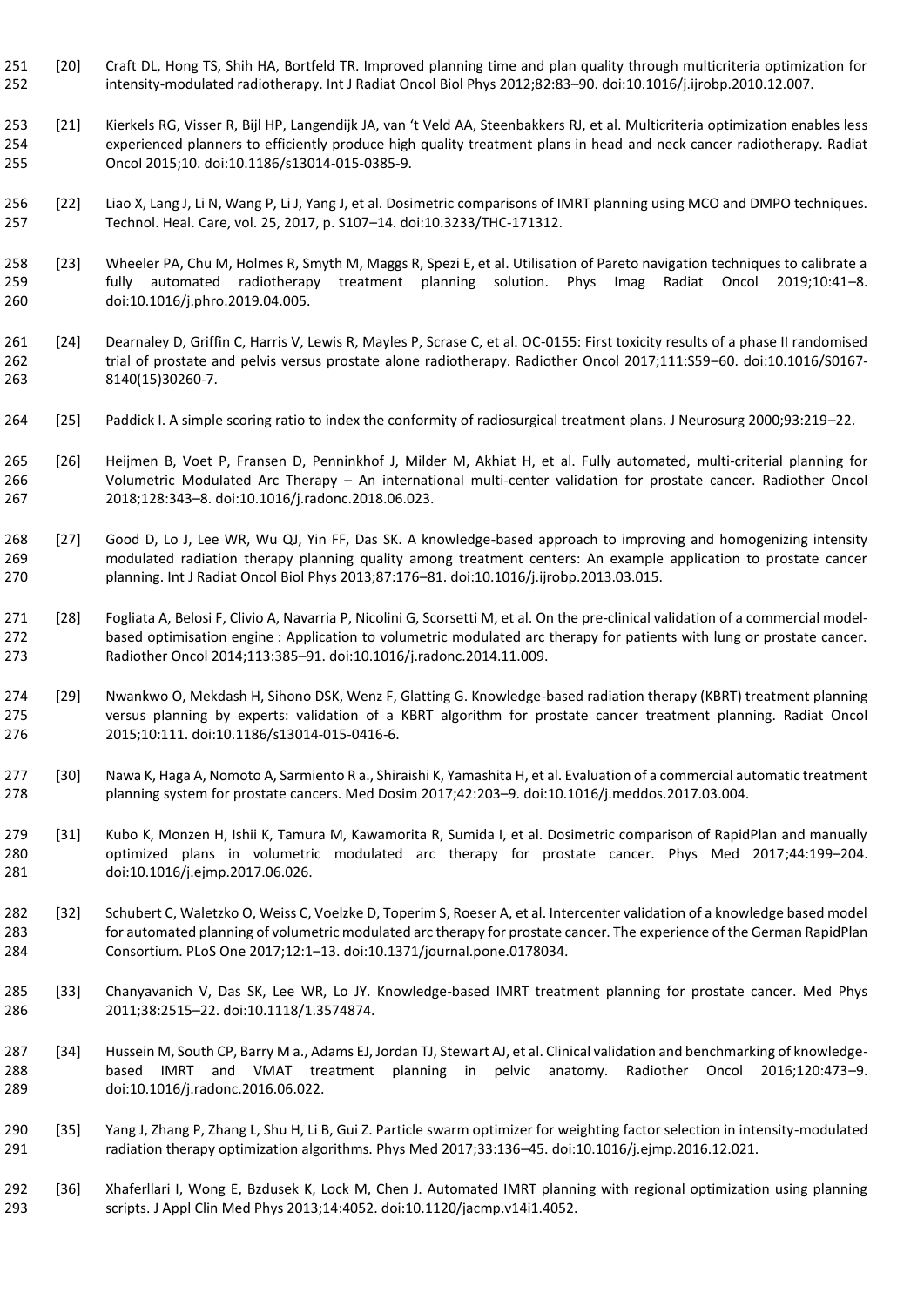[20] Craft DL, Hong TS, Shih HA, Bortfeld TR. Improved planning time and plan quality through multicriteria optimization for intensity-modulated radiotherapy. Int J Radiat Oncol Biol Phys 2012;82:83–90. doi:10.1016/j.ijrobp.2010.12.007.

[21] Kierkels RG, Visser R, Bijl HP, Langendijk JA, van 't Veld AA, Steenbakkers RJ, et al. Multicriteria optimization enables less experienced planners to efficiently produce high quality treatment plans in head and neck cancer radiotherapy. Radiat Oncol 2015;10. doi:10.1186/s13014-015-0385-9.

[22] Liao X, Lang J, Li N, Wang P, Li J, Yang J, et al. Dosimetric comparisons of IMRT planning using MCO and DMPO techniques. Technol. Heal. Care, vol. 25, 2017, p. S107–14. doi:10.3233/THC-171312.

[23] Wheeler PA, Chu M, Holmes R, Smyth M, Maggs R, Spezi E, et al. Utilisation of Pareto navigation techniques to calibrate a fully automated radiotherapy treatment planning solution. Phys Imag Radiat Oncol 2019;10:41–8. doi:10.1016/j.phro.2019.04.005.

[24] Dearnaley D, Griffin C, Harris V, Lewis R, Mayles P, Scrase C, et al. OC-0155: First toxicity results of a phase II randomised trial of prostate and pelvis versus prostate alone radiotherapy. Radiother Oncol 2017;111:S59–60. doi:10.1016/S0167-8140(15)30260-7.

[25] Paddick I. A simple scoring ratio to index the conformity of radiosurgical treatment plans. J Neurosurg 2000;93:219–22.

[26] Heijmen B, Voet P, Fransen D, Penninkhof J, Milder M, Akhiat H, et al. Fully automated, multi-criterial planning for Volumetric Modulated Arc Therapy – An international multi-center validation for prostate cancer. Radiother Oncol 2018;128:343–8. doi:10.1016/j.radonc.2018.06.023.

[27] Good D, Lo J, Lee WR, Wu QJ, Yin FF, Das SK. A knowledge-based approach to improving and homogenizing intensity modulated radiation therapy planning quality among treatment centers: An example application to prostate cancer planning. Int J Radiat Oncol Biol Phys 2013;87:176–81. doi:10.1016/j.ijrobp.2013.03.015.

[28] Fogliata A, Belosi F, Clivio A, Navarria P, Nicolini G, Scorsetti M, et al. On the pre-clinical validation of a commercial model-based optimisation engine : Application to volumetric modulated arc therapy for patients with lung or prostate cancer. Radiother Oncol 2014;113:385–91. doi:10.1016/j.radonc.2014.11.009.

[29] Nwankwo O, Mekdash H, Sihono DSK, Wenz F, Glatting G. Knowledge-based radiation therapy (KBRT) treatment planning versus planning by experts: validation of a KBRT algorithm for prostate cancer treatment planning. Radiat Oncol 2015;10:111. doi:10.1186/s13014-015-0416-6.

[30] Nawa K, Haga A, Nomoto A, Sarmiento R a., Shiraishi K, Yamashita H, et al. Evaluation of a commercial automatic treatment planning system for prostate cancers. Med Dosim 2017;42:203–9. doi:10.1016/j.meddos.2017.03.004.

[31] Kubo K, Monzen H, Ishii K, Tamura M, Kawamorita R, Sumida I, et al. Dosimetric comparison of RapidPlan and manually optimized plans in volumetric modulated arc therapy for prostate cancer. Phys Med 2017;44:199–204. doi:10.1016/j.ejmp.2017.06.026.

[32] Schubert C, Waletzko O, Weiss C, Voelzke D, Toperim S, Roeser A, et al. Intercenter validation of a knowledge based model for automated planning of volumetric modulated arc therapy for prostate cancer. The experience of the German RapidPlan Consortium. PLoS One 2017;12:1–13. doi:10.1371/journal.pone.0178034.

[33] Chanyavanich V, Das SK, Lee WR, Lo JY. Knowledge-based IMRT treatment planning for prostate cancer. Med Phys 2011;38:2515–22. doi:10.1118/1.3574874.

[34] Hussein M, South CP, Barry M a., Adams EJ, Jordan TJ, Stewart AJ, et al. Clinical validation and benchmarking of knowledge-based IMRT and VMAT treatment planning in pelvic anatomy. Radiother Oncol 2016;120:473–9. doi:10.1016/j.radonc.2016.06.022.

[35] Yang J, Zhang P, Zhang L, Shu H, Li B, Gui Z. Particle swarm optimizer for weighting factor selection in intensity-modulated radiation therapy optimization algorithms. Phys Med 2017;33:136–45. doi:10.1016/j.ejmp.2016.12.021.

[36] Xhaferllari I, Wong E, Bzdusek K, Lock M, Chen J. Automated IMRT planning with regional optimization using planning scripts. J Appl Clin Med Phys 2013;14:4052. doi:10.1120/jacmp.v14i1.4052.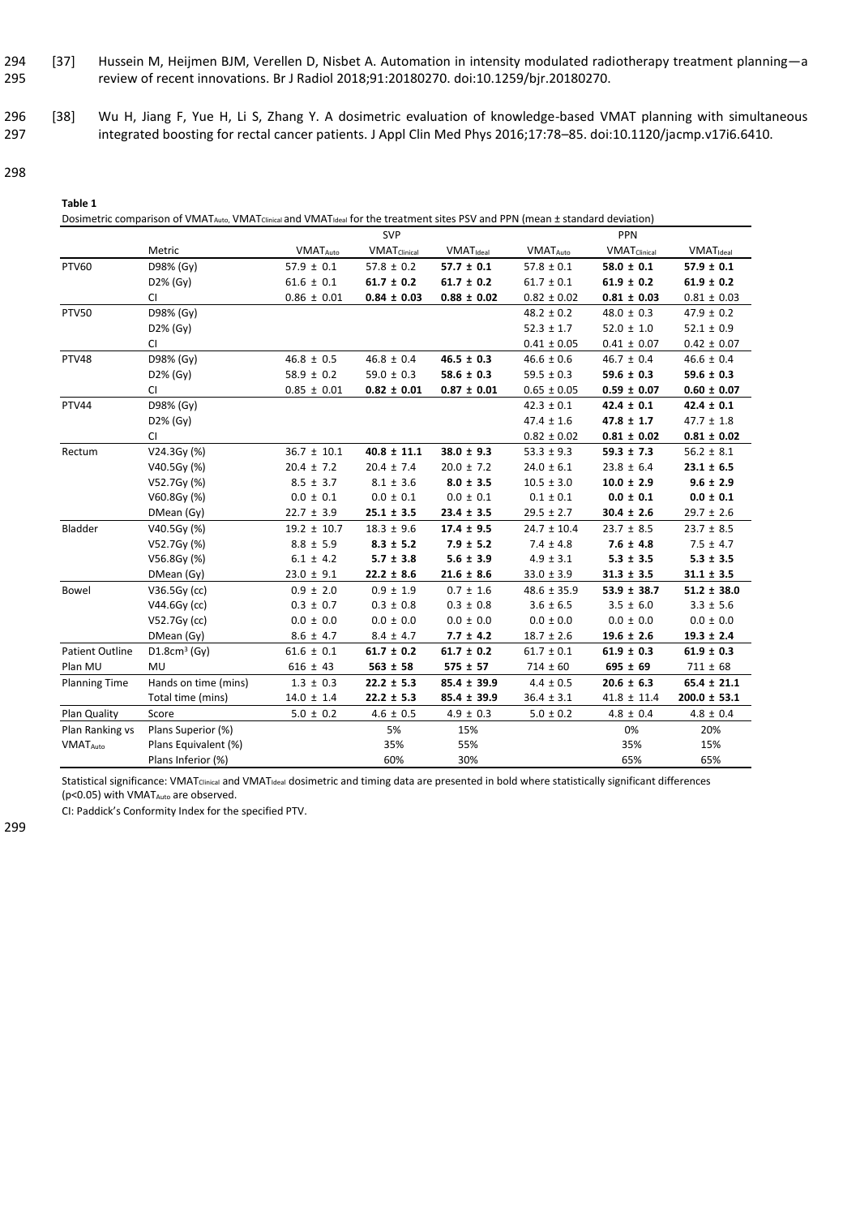[37] Hussein M, Heijmen BJM, Verellen D, Nisbet A. Automation in intensity modulated radiotherapy treatment planning—a review of recent innovations. Br J Radiol 2018;91:20180270. doi:10.1259/bjr.20180270.

[38] Wu H, Jiang F, Yue H, Li S, Zhang Y. A dosimetric evaluation of knowledge-based VMAT planning with simultaneous integrated boosting for rectal cancer patients. J Appl Clin Med Phys 2016;17:78–85. doi:10.1120/jacmp.v17i6.6410.

**Table 1**

Dosimetric comparison of $VMAT_{Auto}$, $VMAT_{Clinical}$ and $VMAT_{Ideal}$ for the treatment sites PSV and PPN (mean ± standard deviation)

| | | SVP | | | PPN | | |
|---|---|---|---|---|---|---|---|
| | Metric | $VMAT_{Auto}$ | $VMAT_{Clinical}$ | $VMAT_{Ideal}$ | $VMAT_{Auto}$ | $VMAT_{Clinical}$ | $VMAT_{Ideal}$ |
| PTV60 | D98% (Gy) | 57.9 ± 0.1 | 57.8 ± 0.2 | **57.7 ± 0.1** | 57.8 ± 0.1 | **58.0 ± 0.1** | **57.9 ± 0.1** |
| | D2% (Gy) | 61.6 ± 0.1 | **61.7 ± 0.2** | **61.7 ± 0.2** | 61.7 ± 0.1 | **61.9 ± 0.2** | **61.9 ± 0.2** |
| | CI | 0.86 ± 0.01 | **0.84 ± 0.03** | **0.88 ± 0.02** | 0.82 ± 0.02 | **0.81 ± 0.03** | 0.81 ± 0.03 |
| PTV50 | D98% (Gy) | | | | 48.2 ± 0.2 | 48.0 ± 0.3 | 47.9 ± 0.2 |
| | D2% (Gy) | | | | 52.3 ± 1.7 | 52.0 ± 1.0 | 52.1 ± 0.9 |
| | CI | | | | 0.41 ± 0.05 | 0.41 ± 0.07 | 0.42 ± 0.07 |
| PTV48 | D98% (Gy) | 46.8 ± 0.5 | 46.8 ± 0.4 | **46.5 ± 0.3** | 46.6 ± 0.6 | 46.7 ± 0.4 | 46.6 ± 0.4 |
| | D2% (Gy) | 58.9 ± 0.2 | 59.0 ± 0.3 | **58.6 ± 0.3** | 59.5 ± 0.3 | **59.6 ± 0.3** | **59.6 ± 0.3** |
| | CI | 0.85 ± 0.01 | **0.82 ± 0.01** | **0.87 ± 0.01** | 0.65 ± 0.05 | **0.59 ± 0.07** | **0.60 ± 0.07** |
| PTV44 | D98% (Gy) | | | | 42.3 ± 0.1 | **42.4 ± 0.1** | **42.4 ± 0.1** |
| | D2% (Gy) | | | | 47.4 ± 1.6 | **47.8 ± 1.7** | 47.7 ± 1.8 |
| | CI | | | | 0.82 ± 0.02 | **0.81 ± 0.02** | **0.81 ± 0.02** |
| Rectum | V24.3Gy (%) | 36.7 ± 10.1 | **40.8 ± 11.1** | **38.0 ± 9.3** | 53.3 ± 9.3 | **59.3 ± 7.3** | 56.2 ± 8.1 |
| | V40.5Gy (%) | 20.4 ± 7.2 | 20.4 ± 7.4 | 20.0 ± 7.2 | 24.0 ± 6.1 | 23.8 ± 6.4 | **23.1 ± 6.5** |
| | V52.7Gy (%) | 8.5 ± 3.7 | 8.1 ± 3.6 | **8.0 ± 3.5** | 10.5 ± 3.0 | **10.0 ± 2.9** | **9.6 ± 2.9** |
| | V60.8Gy (%) | 0.0 ± 0.1 | 0.0 ± 0.1 | 0.0 ± 0.1 | 0.1 ± 0.1 | **0.0 ± 0.1** | **0.0 ± 0.1** |
| | DMean (Gy) | 22.7 ± 3.9 | **25.1 ± 3.5** | **23.4 ± 3.5** | 29.5 ± 2.7 | **30.4 ± 2.6** | 29.7 ± 2.6 |
| Bladder | V40.5Gy (%) | 19.2 ± 10.7 | 18.3 ± 9.6 | **17.4 ± 9.5** | 24.7 ± 10.4 | 23.7 ± 8.5 | 23.7 ± 8.5 |
| | V52.7Gy (%) | 8.8 ± 5.9 | **8.3 ± 5.2** | **7.9 ± 5.2** | 7.4 ± 4.8 | **7.6 ± 4.8** | 7.5 ± 4.7 |
| | V56.8Gy (%) | 6.1 ± 4.2 | **5.7 ± 3.8** | **5.6 ± 3.9** | 4.9 ± 3.1 | **5.3 ± 3.5** | **5.3 ± 3.5** |
| | DMean (Gy) | 23.0 ± 9.1 | **22.2 ± 8.6** | **21.6 ± 8.6** | 33.0 ± 3.9 | **31.3 ± 3.5** | **31.1 ± 3.5** |
| Bowel | V36.5Gy (cc) | 0.9 ± 2.0 | 0.9 ± 1.9 | 0.7 ± 1.6 | 48.6 ± 35.9 | **53.9 ± 38.7** | **51.2 ± 38.0** |
| | V44.6Gy (cc) | 0.3 ± 0.7 | 0.3 ± 0.8 | 0.3 ± 0.8 | 3.6 ± 6.5 | 3.5 ± 6.0 | 3.3 ± 5.6 |
| | V52.7Gy (cc) | 0.0 ± 0.0 | 0.0 ± 0.0 | 0.0 ± 0.0 | 0.0 ± 0.0 | 0.0 ± 0.0 | 0.0 ± 0.0 |
| | DMean (Gy) | 8.6 ± 4.7 | 8.4 ± 4.7 | **7.7 ± 4.2** | 18.7 ± 2.6 | **19.6 ± 2.6** | **19.3 ± 2.4** |
| Patient Outline | $D1.8cm^3$ (Gy) | 61.6 ± 0.1 | **61.7 ± 0.2** | **61.7 ± 0.2** | 61.7 ± 0.1 | **61.9 ± 0.3** | **61.9 ± 0.3** |
| Plan MU | MU | 616 ± 43 | **563 ± 58** | **575 ± 57** | 714 ± 60 | **695 ± 69** | 711 ± 68 |
| Planning Time | Hands on time (mins) | 1.3 ± 0.3 | **22.2 ± 5.3** | **85.4 ± 39.9** | 4.4 ± 0.5 | **20.6 ± 6.3** | **65.4 ± 21.1** |
| | Total time (mins) | 14.0 ± 1.4 | **22.2 ± 5.3** | **85.4 ± 39.9** | 36.4 ± 3.1 | 41.8 ± 11.4 | **200.0 ± 53.1** |
| Plan Quality | Score | 5.0 ± 0.2 | 4.6 ± 0.5 | 4.9 ± 0.3 | 5.0 ± 0.2 | 4.8 ± 0.4 | 4.8 ± 0.4 |
| Plan Ranking vs | Plans Superior (%) | | 5% | 15% | | 0% | 20% |
| $VMAT_{Auto}$ | Plans Equivalent (%) | | 35% | 55% | | 35% | 15% |
| | Plans Inferior (%) | | 60% | 30% | | 65% | 65% |

Statistical significance: $VMAT_{Clinical}$ and $VMAT_{Ideal}$ dosimetric and timing data are presented in bold where statistically significant differences ($p<0.05$) with $VMAT_{Auto}$ are observed.

CI: Paddick's Conformity Index for the specified PTV.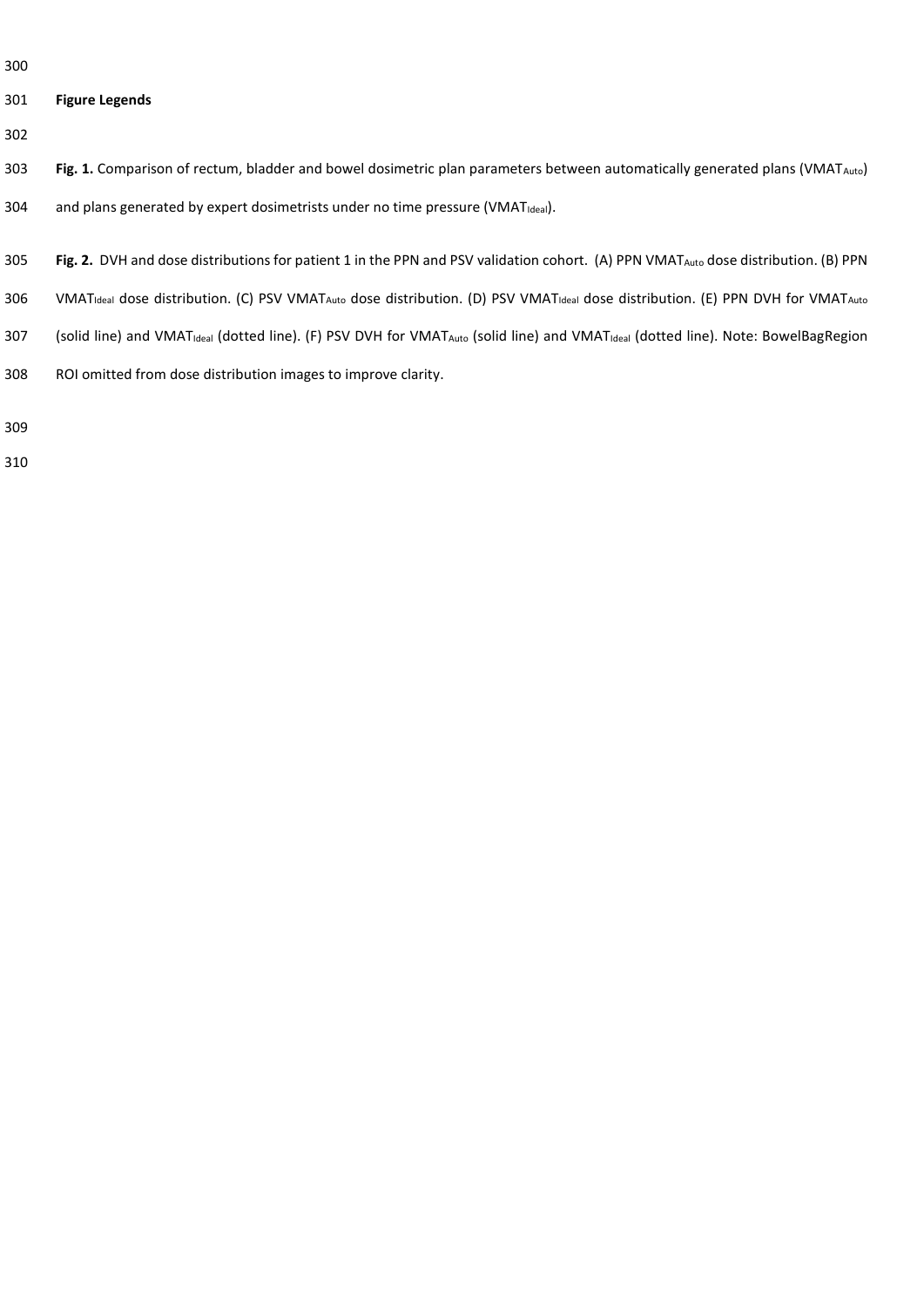**Figure Legends**

**Fig. 1.** Comparison of rectum, bladder and bowel dosimetric plan parameters between automatically generated plans ($VMAT_{Auto}$) and plans generated by expert dosimetrists under no time pressure ($VMAT_{Ideal}$).

**Fig. 2.** DVH and dose distributions for patient 1 in the PPN and PSV validation cohort. (A) PPN $VMAT_{Auto}$ dose distribution. (B) PPN $VMAT_{Ideal}$ dose distribution. (C) PSV $VMAT_{Auto}$ dose distribution. (D) PSV $VMAT_{Ideal}$ dose distribution. (E) PPN DVH for $VMAT_{Auto}$ (solid line) and $VMAT_{Ideal}$ (dotted line). (F) PSV DVH for $VMAT_{Auto}$ (solid line) and $VMAT_{Ideal}$ (dotted line). Note: BowelBagRegion ROI omitted from dose distribution images to improve clarity.